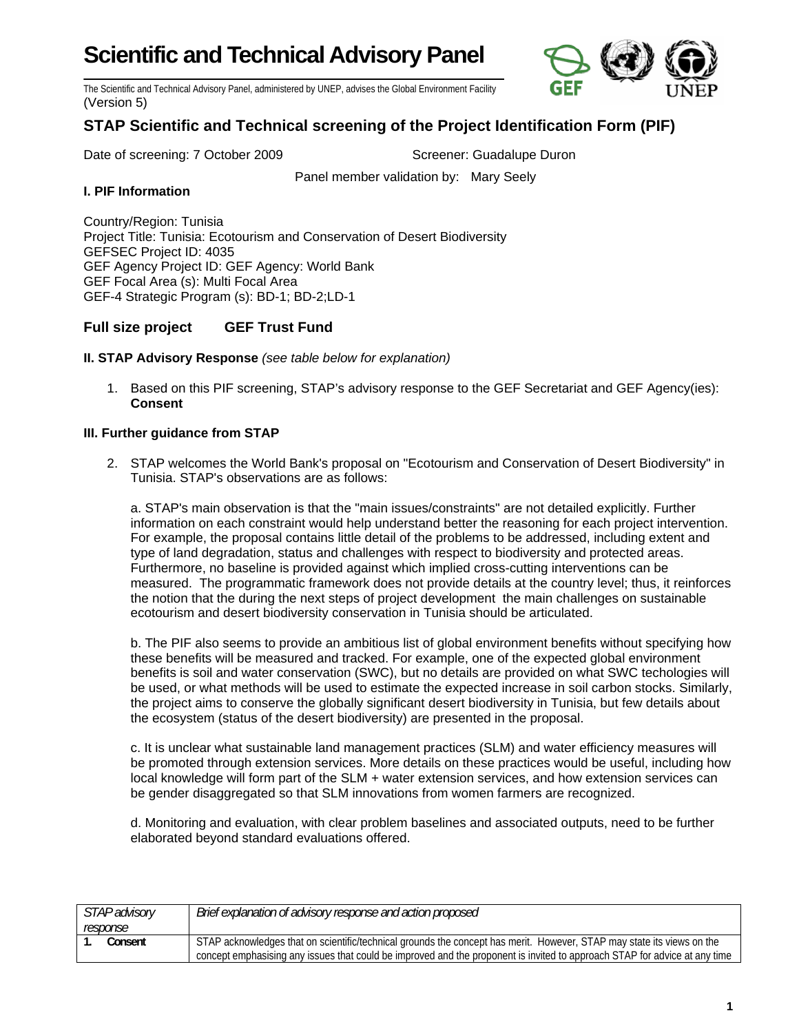# Scientific and Technical Advisory Panel

The Scientific and Technical Advisory Panel, administered by UNEP, advises the Global Environment Facility
(Version 5)

## STAP Scientific and Technical screening of the Project Identification Form (PIF)

Date of screening: 7 October 2009 Screener: Guadalupe Duron

Panel member validation by: Mary Seely

**I. PIF Information**

Country/Region: Tunisia
Project Title: Tunisia: Ecotourism and Conservation of Desert Biodiversity
GEFSEC Project ID: 4035
GEF Agency Project ID: GEF Agency: World Bank
GEF Focal Area (s): Multi Focal Area
GEF-4 Strategic Program (s): BD-1; BD-2;LD-1

### Full size project GEF Trust Fund

**II. STAP Advisory Response** *(see table below for explanation)*

1. Based on this PIF screening, STAP's advisory response to the GEF Secretariat and GEF Agency(ies): **Consent**

**III. Further guidance from STAP**

2. STAP welcomes the World Bank's proposal on "Ecotourism and Conservation of Desert Biodiversity" in Tunisia. STAP's observations are as follows:

   a. STAP's main observation is that the "main issues/constraints" are not detailed explicitly. Further information on each constraint would help understand better the reasoning for each project intervention. For example, the proposal contains little detail of the problems to be addressed, including extent and type of land degradation, status and challenges with respect to biodiversity and protected areas. Furthermore, no baseline is provided against which implied cross-cutting interventions can be measured. The programmatic framework does not provide details at the country level; thus, it reinforces the notion that the during the next steps of project development the main challenges on sustainable ecotourism and desert biodiversity conservation in Tunisia should be articulated.

   b. The PIF also seems to provide an ambitious list of global environment benefits without specifying how these benefits will be measured and tracked. For example, one of the expected global environment benefits is soil and water conservation (SWC), but no details are provided on what SWC techologies will be used, or what methods will be used to estimate the expected increase in soil carbon stocks. Similarly, the project aims to conserve the globally significant desert biodiversity in Tunisia, but few details about the ecosystem (status of the desert biodiversity) are presented in the proposal.

   c. It is unclear what sustainable land management practices (SLM) and water efficiency measures will be promoted through extension services. More details on these practices would be useful, including how local knowledge will form part of the SLM + water extension services, and how extension services can be gender disaggregated so that SLM innovations from women farmers are recognized.

   d. Monitoring and evaluation, with clear problem baselines and associated outputs, need to be further elaborated beyond standard evaluations offered.

| *STAP advisory response* | *Brief explanation of advisory response and action proposed* |
|---|---|
| **1. Consent** | STAP acknowledges that on scientific/technical grounds the concept has merit. However, STAP may state its views on the concept emphasising any issues that could be improved and the proponent is invited to approach STAP for advice at any time |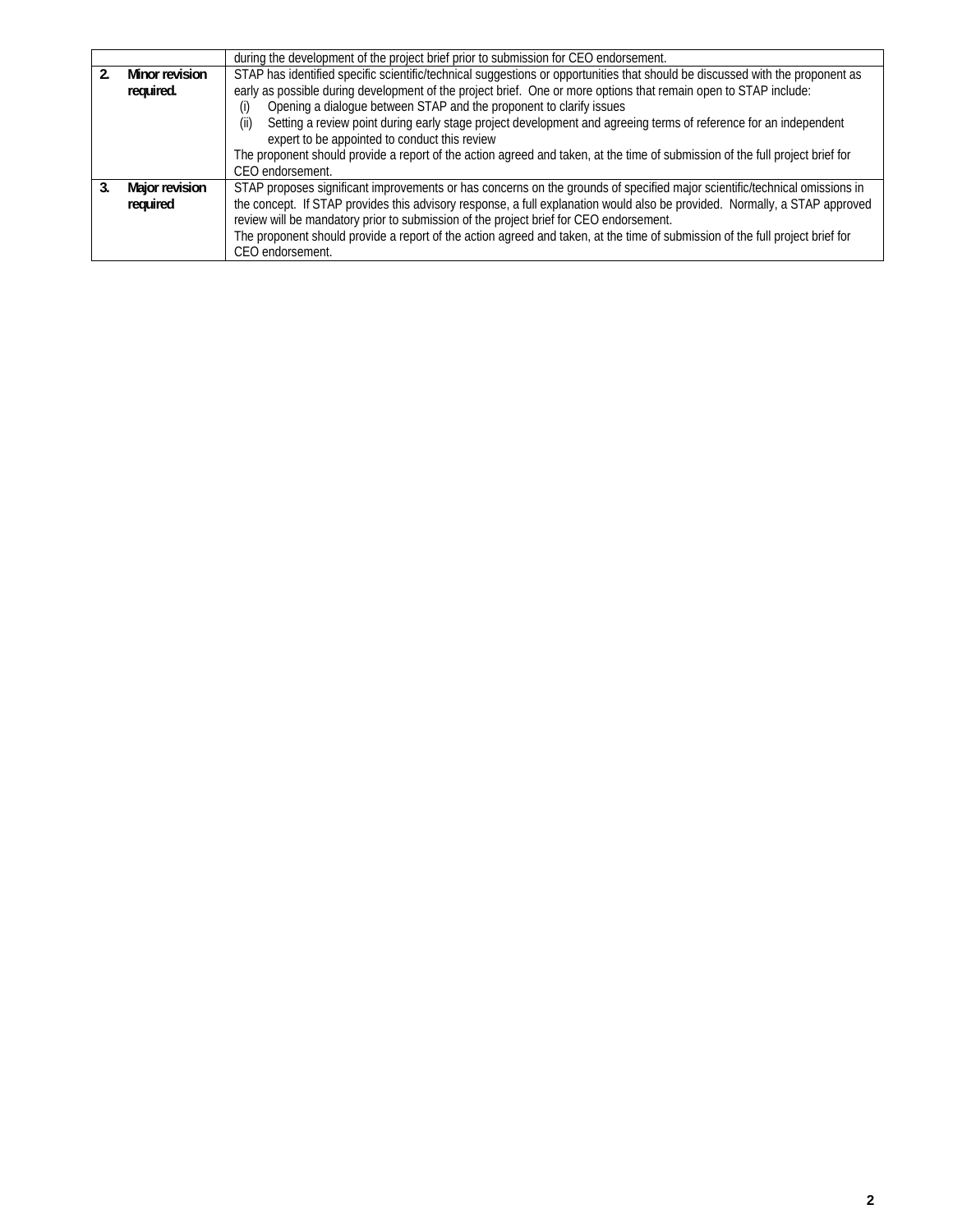| | | |
|---|---|---|
| | | during the development of the project brief prior to submission for CEO endorsement. |
| **2.** | **Minor revision required.** | STAP has identified specific scientific/technical suggestions or opportunities that should be discussed with the proponent as early as possible during development of the project brief. One or more options that remain open to STAP include:<br>(i) Opening a dialogue between STAP and the proponent to clarify issues<br>(ii) Setting a review point during early stage project development and agreeing terms of reference for an independent expert to be appointed to conduct this review<br>The proponent should provide a report of the action agreed and taken, at the time of submission of the full project brief for CEO endorsement. |
| **3.** | **Major revision required** | STAP proposes significant improvements or has concerns on the grounds of specified major scientific/technical omissions in the concept. If STAP provides this advisory response, a full explanation would also be provided. Normally, a STAP approved review will be mandatory prior to submission of the project brief for CEO endorsement.<br>The proponent should provide a report of the action agreed and taken, at the time of submission of the full project brief for CEO endorsement. |